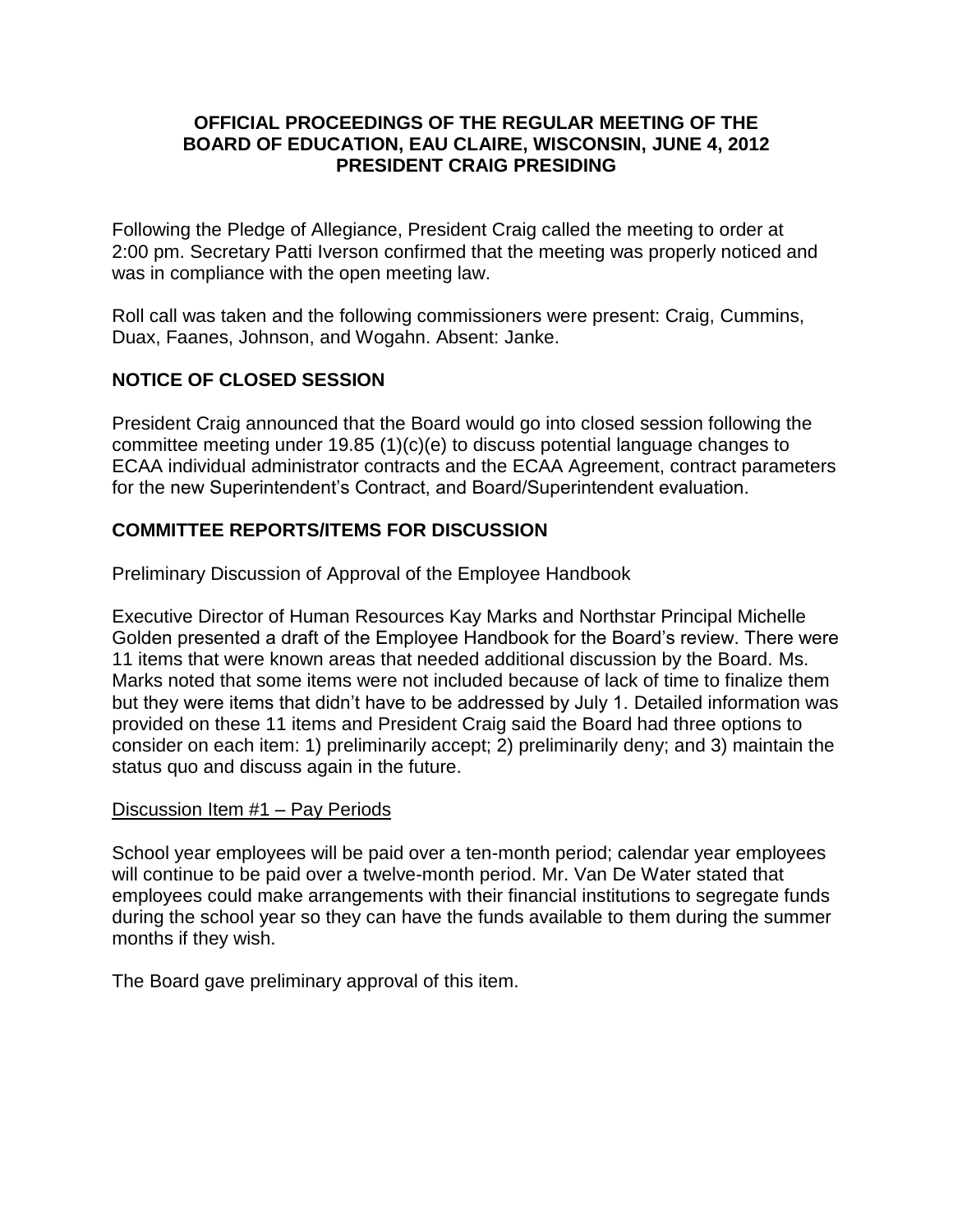**OFFICIAL PROCEEDINGS OF THE REGULAR MEETING OF THE BOARD OF EDUCATION, EAU CLAIRE, WISCONSIN, JUNE 4, 2012 PRESIDENT CRAIG PRESIDING**

Following the Pledge of Allegiance, President Craig called the meeting to order at 2:00 pm. Secretary Patti Iverson confirmed that the meeting was properly noticed and was in compliance with the open meeting law.

Roll call was taken and the following commissioners were present: Craig, Cummins, Duax, Faanes, Johnson, and Wogahn. Absent: Janke.

## NOTICE OF CLOSED SESSION

President Craig announced that the Board would go into closed session following the committee meeting under 19.85 (1)(c)(e) to discuss potential language changes to ECAA individual administrator contracts and the ECAA Agreement, contract parameters for the new Superintendent's Contract, and Board/Superintendent evaluation.

## COMMITTEE REPORTS/ITEMS FOR DISCUSSION

Preliminary Discussion of Approval of the Employee Handbook

Executive Director of Human Resources Kay Marks and Northstar Principal Michelle Golden presented a draft of the Employee Handbook for the Board's review. There were 11 items that were known areas that needed additional discussion by the Board. Ms. Marks noted that some items were not included because of lack of time to finalize them but they were items that didn't have to be addressed by July 1. Detailed information was provided on these 11 items and President Craig said the Board had three options to consider on each item: 1) preliminarily accept; 2) preliminarily deny; and 3) maintain the status quo and discuss again in the future.

Discussion Item #1 – Pay Periods

School year employees will be paid over a ten-month period; calendar year employees will continue to be paid over a twelve-month period. Mr. Van De Water stated that employees could make arrangements with their financial institutions to segregate funds during the school year so they can have the funds available to them during the summer months if they wish.

The Board gave preliminary approval of this item.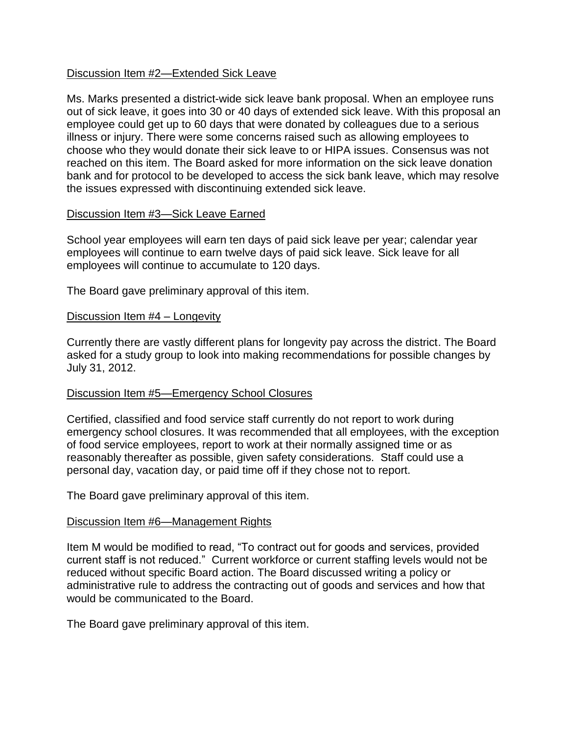Discussion Item #2—Extended Sick Leave

Ms. Marks presented a district-wide sick leave bank proposal. When an employee runs out of sick leave, it goes into 30 or 40 days of extended sick leave. With this proposal an employee could get up to 60 days that were donated by colleagues due to a serious illness or injury. There were some concerns raised such as allowing employees to choose who they would donate their sick leave to or HIPA issues. Consensus was not reached on this item. The Board asked for more information on the sick leave donation bank and for protocol to be developed to access the sick bank leave, which may resolve the issues expressed with discontinuing extended sick leave.

Discussion Item #3—Sick Leave Earned

School year employees will earn ten days of paid sick leave per year; calendar year employees will continue to earn twelve days of paid sick leave. Sick leave for all employees will continue to accumulate to 120 days.

The Board gave preliminary approval of this item.

Discussion Item #4 – Longevity

Currently there are vastly different plans for longevity pay across the district. The Board asked for a study group to look into making recommendations for possible changes by July 31, 2012.

Discussion Item #5—Emergency School Closures

Certified, classified and food service staff currently do not report to work during emergency school closures. It was recommended that all employees, with the exception of food service employees, report to work at their normally assigned time or as reasonably thereafter as possible, given safety considerations. Staff could use a personal day, vacation day, or paid time off if they chose not to report.

The Board gave preliminary approval of this item.

Discussion Item #6—Management Rights

Item M would be modified to read, "To contract out for goods and services, provided current staff is not reduced." Current workforce or current staffing levels would not be reduced without specific Board action. The Board discussed writing a policy or administrative rule to address the contracting out of goods and services and how that would be communicated to the Board.

The Board gave preliminary approval of this item.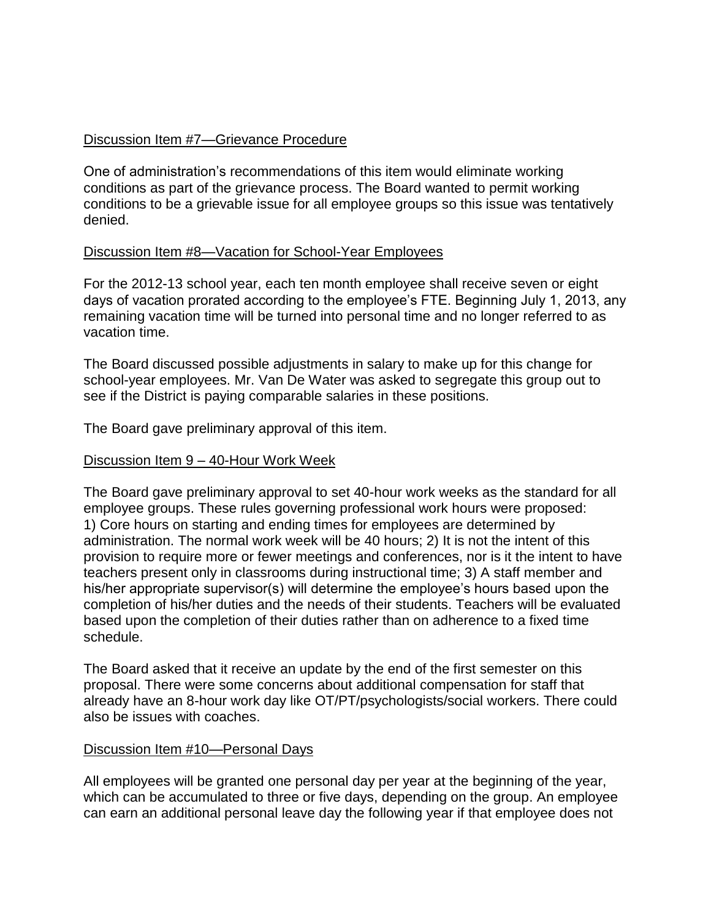Discussion Item #7—Grievance Procedure

One of administration's recommendations of this item would eliminate working conditions as part of the grievance process. The Board wanted to permit working conditions to be a grievable issue for all employee groups so this issue was tentatively denied.

Discussion Item #8—Vacation for School-Year Employees

For the 2012-13 school year, each ten month employee shall receive seven or eight days of vacation prorated according to the employee's FTE. Beginning July 1, 2013, any remaining vacation time will be turned into personal time and no longer referred to as vacation time.

The Board discussed possible adjustments in salary to make up for this change for school-year employees. Mr. Van De Water was asked to segregate this group out to see if the District is paying comparable salaries in these positions.

The Board gave preliminary approval of this item.

Discussion Item 9 – 40-Hour Work Week

The Board gave preliminary approval to set 40-hour work weeks as the standard for all employee groups. These rules governing professional work hours were proposed: 1) Core hours on starting and ending times for employees are determined by administration. The normal work week will be 40 hours; 2) It is not the intent of this provision to require more or fewer meetings and conferences, nor is it the intent to have teachers present only in classrooms during instructional time; 3) A staff member and his/her appropriate supervisor(s) will determine the employee's hours based upon the completion of his/her duties and the needs of their students. Teachers will be evaluated based upon the completion of their duties rather than on adherence to a fixed time schedule.

The Board asked that it receive an update by the end of the first semester on this proposal. There were some concerns about additional compensation for staff that already have an 8-hour work day like OT/PT/psychologists/social workers. There could also be issues with coaches.

Discussion Item #10—Personal Days

All employees will be granted one personal day per year at the beginning of the year, which can be accumulated to three or five days, depending on the group. An employee can earn an additional personal leave day the following year if that employee does not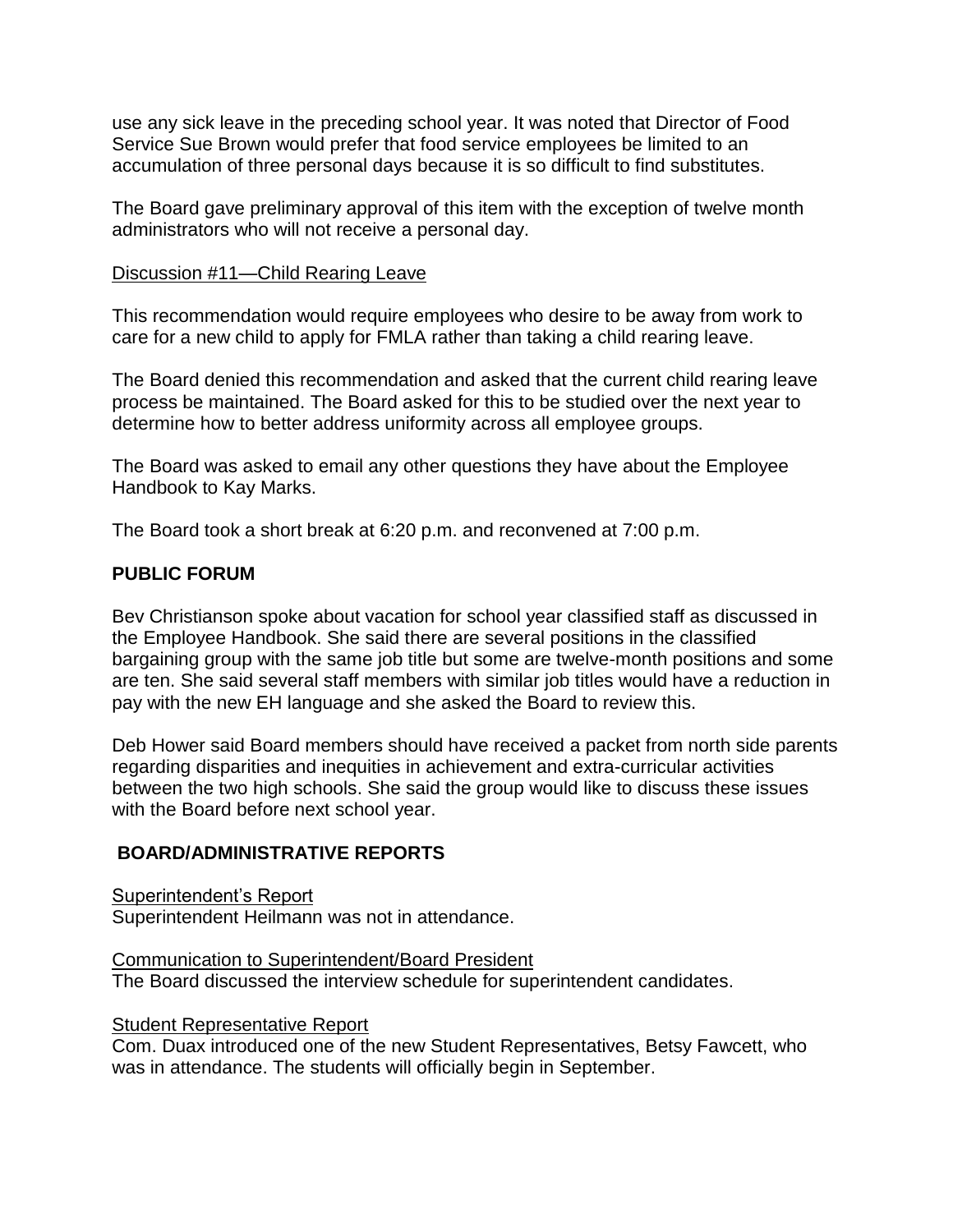use any sick leave in the preceding school year. It was noted that Director of Food Service Sue Brown would prefer that food service employees be limited to an accumulation of three personal days because it is so difficult to find substitutes.

The Board gave preliminary approval of this item with the exception of twelve month administrators who will not receive a personal day.

Discussion #11—Child Rearing Leave

This recommendation would require employees who desire to be away from work to care for a new child to apply for FMLA rather than taking a child rearing leave.

The Board denied this recommendation and asked that the current child rearing leave process be maintained. The Board asked for this to be studied over the next year to determine how to better address uniformity across all employee groups.

The Board was asked to email any other questions they have about the Employee Handbook to Kay Marks.

The Board took a short break at 6:20 p.m. and reconvened at 7:00 p.m.

**PUBLIC FORUM**

Bev Christianson spoke about vacation for school year classified staff as discussed in the Employee Handbook. She said there are several positions in the classified bargaining group with the same job title but some are twelve-month positions and some are ten. She said several staff members with similar job titles would have a reduction in pay with the new EH language and she asked the Board to review this.

Deb Hower said Board members should have received a packet from north side parents regarding disparities and inequities in achievement and extra-curricular activities between the two high schools. She said the group would like to discuss these issues with the Board before next school year.

**BOARD/ADMINISTRATIVE REPORTS**

Superintendent's Report
Superintendent Heilmann was not in attendance.

Communication to Superintendent/Board President
The Board discussed the interview schedule for superintendent candidates.

Student Representative Report
Com. Duax introduced one of the new Student Representatives, Betsy Fawcett, who was in attendance. The students will officially begin in September.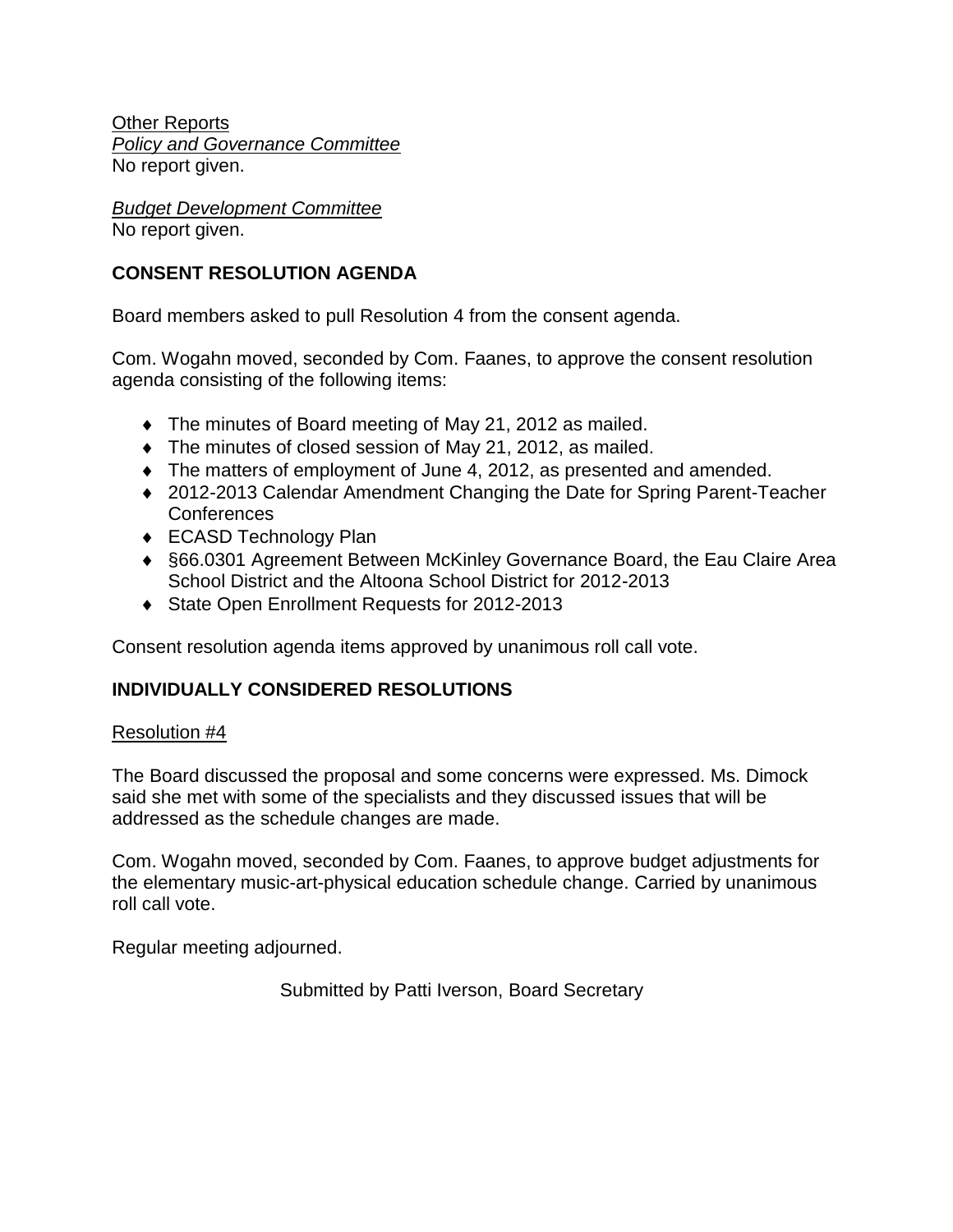Other Reports

*Policy and Governance Committee*

No report given.

*Budget Development Committee*

No report given.

## CONSENT RESOLUTION AGENDA

Board members asked to pull Resolution 4 from the consent agenda.

Com. Wogahn moved, seconded by Com. Faanes, to approve the consent resolution agenda consisting of the following items:

- The minutes of Board meeting of May 21, 2012 as mailed.
- The minutes of closed session of May 21, 2012, as mailed.
- The matters of employment of June 4, 2012, as presented and amended.
- 2012-2013 Calendar Amendment Changing the Date for Spring Parent-Teacher Conferences
- ECASD Technology Plan
- §66.0301 Agreement Between McKinley Governance Board, the Eau Claire Area School District and the Altoona School District for 2012-2013
- State Open Enrollment Requests for 2012-2013

Consent resolution agenda items approved by unanimous roll call vote.

## INDIVIDUALLY CONSIDERED RESOLUTIONS

Resolution #4

The Board discussed the proposal and some concerns were expressed. Ms. Dimock said she met with some of the specialists and they discussed issues that will be addressed as the schedule changes are made.

Com. Wogahn moved, seconded by Com. Faanes, to approve budget adjustments for the elementary music-art-physical education schedule change. Carried by unanimous roll call vote.

Regular meeting adjourned.

Submitted by Patti Iverson, Board Secretary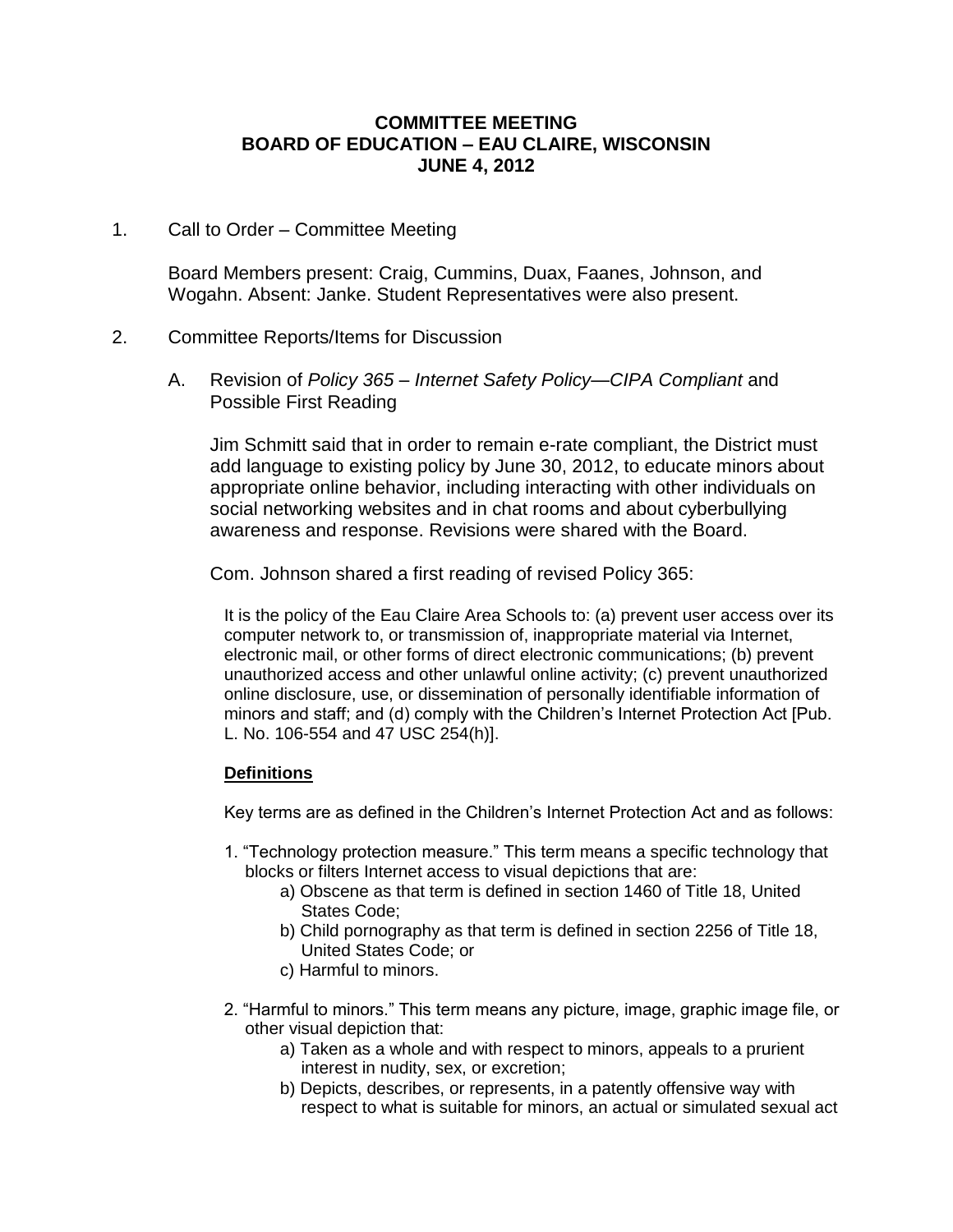**COMMITTEE MEETING**
**BOARD OF EDUCATION – EAU CLAIRE, WISCONSIN**
**JUNE 4, 2012**

1. Call to Order – Committee Meeting

   Board Members present: Craig, Cummins, Duax, Faanes, Johnson, and Wogahn. Absent: Janke. Student Representatives were also present.

2. Committee Reports/Items for Discussion

   A. Revision of *Policy 365 – Internet Safety Policy—CIPA Compliant* and Possible First Reading

      Jim Schmitt said that in order to remain e-rate compliant, the District must add language to existing policy by June 30, 2012, to educate minors about appropriate online behavior, including interacting with other individuals on social networking websites and in chat rooms and about cyberbullying awareness and response. Revisions were shared with the Board.

      Com. Johnson shared a first reading of revised Policy 365:

      It is the policy of the Eau Claire Area Schools to: (a) prevent user access over its computer network to, or transmission of, inappropriate material via Internet, electronic mail, or other forms of direct electronic communications; (b) prevent unauthorized access and other unlawful online activity; (c) prevent unauthorized online disclosure, use, or dissemination of personally identifiable information of minors and staff; and (d) comply with the Children's Internet Protection Act [Pub. L. No. 106-554 and 47 USC 254(h)].

      **Definitions**

      Key terms are as defined in the Children's Internet Protection Act and as follows:

      1. "Technology protection measure." This term means a specific technology that blocks or filters Internet access to visual depictions that are:
         a) Obscene as that term is defined in section 1460 of Title 18, United States Code;
         b) Child pornography as that term is defined in section 2256 of Title 18, United States Code; or
         c) Harmful to minors.

      2. "Harmful to minors." This term means any picture, image, graphic image file, or other visual depiction that:
         a) Taken as a whole and with respect to minors, appeals to a prurient interest in nudity, sex, or excretion;
         b) Depicts, describes, or represents, in a patently offensive way with respect to what is suitable for minors, an actual or simulated sexual act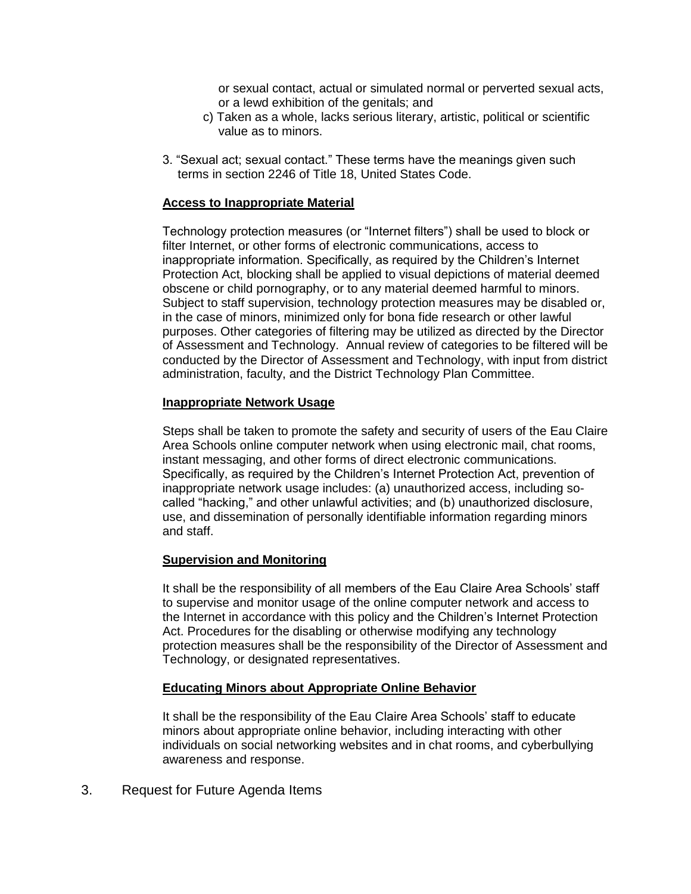or sexual contact, actual or simulated normal or perverted sexual acts, or a lewd exhibition of the genitals; and

c) Taken as a whole, lacks serious literary, artistic, political or scientific value as to minors.

3. "Sexual act; sexual contact." These terms have the meanings given such terms in section 2246 of Title 18, United States Code.

**Access to Inappropriate Material**

Technology protection measures (or "Internet filters") shall be used to block or filter Internet, or other forms of electronic communications, access to inappropriate information. Specifically, as required by the Children's Internet Protection Act, blocking shall be applied to visual depictions of material deemed obscene or child pornography, or to any material deemed harmful to minors. Subject to staff supervision, technology protection measures may be disabled or, in the case of minors, minimized only for bona fide research or other lawful purposes. Other categories of filtering may be utilized as directed by the Director of Assessment and Technology. Annual review of categories to be filtered will be conducted by the Director of Assessment and Technology, with input from district administration, faculty, and the District Technology Plan Committee.

**Inappropriate Network Usage**

Steps shall be taken to promote the safety and security of users of the Eau Claire Area Schools online computer network when using electronic mail, chat rooms, instant messaging, and other forms of direct electronic communications. Specifically, as required by the Children's Internet Protection Act, prevention of inappropriate network usage includes: (a) unauthorized access, including so-called "hacking," and other unlawful activities; and (b) unauthorized disclosure, use, and dissemination of personally identifiable information regarding minors and staff.

**Supervision and Monitoring**

It shall be the responsibility of all members of the Eau Claire Area Schools' staff to supervise and monitor usage of the online computer network and access to the Internet in accordance with this policy and the Children's Internet Protection Act. Procedures for the disabling or otherwise modifying any technology protection measures shall be the responsibility of the Director of Assessment and Technology, or designated representatives.

**Educating Minors about Appropriate Online Behavior**

It shall be the responsibility of the Eau Claire Area Schools' staff to educate minors about appropriate online behavior, including interacting with other individuals on social networking websites and in chat rooms, and cyberbullying awareness and response.

3. Request for Future Agenda Items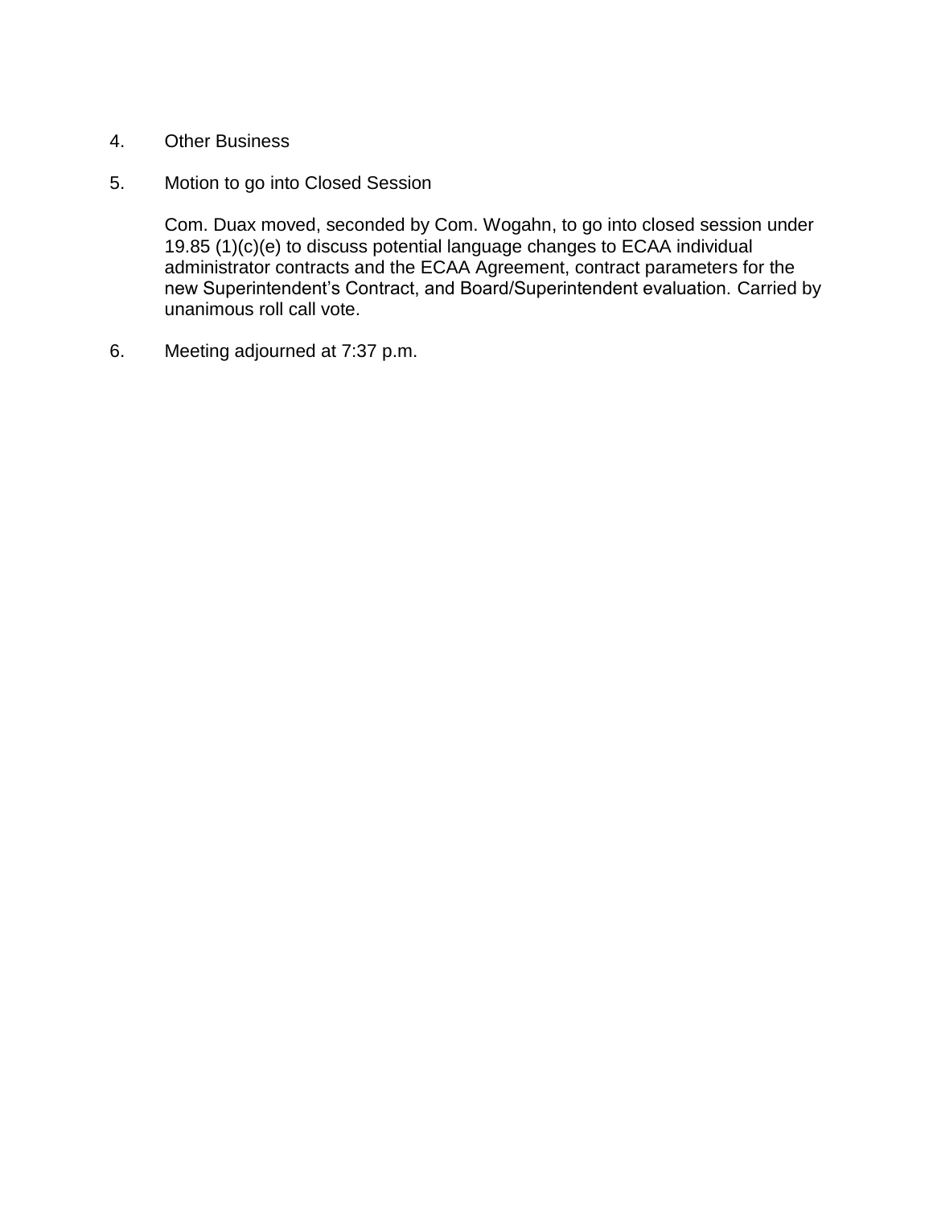4. Other Business

5. Motion to go into Closed Session

   Com. Duax moved, seconded by Com. Wogahn, to go into closed session under 19.85 (1)(c)(e) to discuss potential language changes to ECAA individual administrator contracts and the ECAA Agreement, contract parameters for the new Superintendent's Contract, and Board/Superintendent evaluation. Carried by unanimous roll call vote.

6. Meeting adjourned at 7:37 p.m.